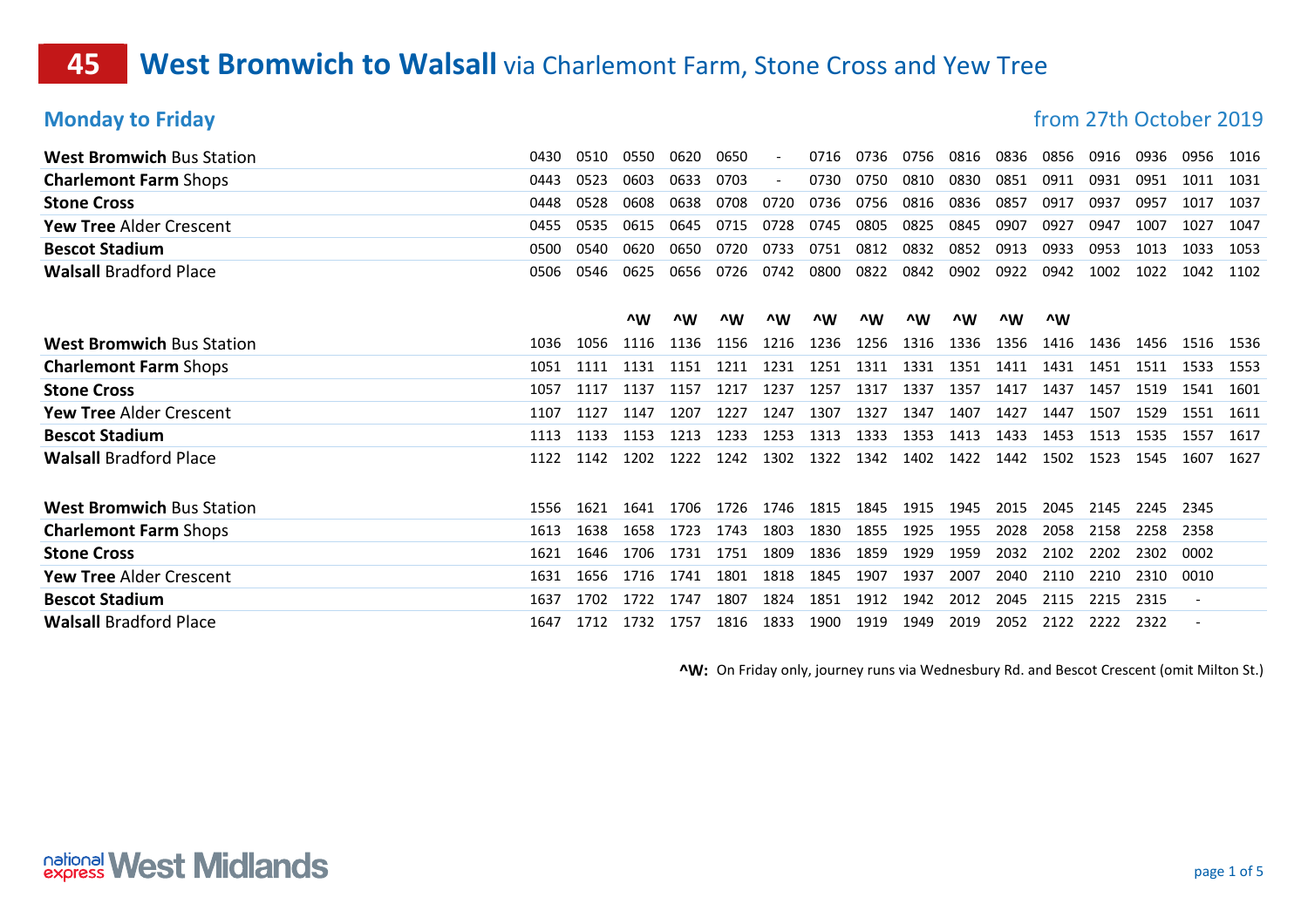# 45 West Bromwich to Walsall via Charlemont Farm, Stone Cross and Yew Tree

## Monday to Friday

from 27th October 2019

| | | | | | | | | | | | | | | | | |
|---|---|---|---|---|---|---|---|---|---|---|---|---|---|---|---|---|
| **West Bromwich** Bus Station | 0430 | 0510 | 0550 | 0620 | 0650 | - | 0716 | 0736 | 0756 | 0816 | 0836 | 0856 | 0916 | 0936 | 0956 | 1016 |
| **Charlemont Farm** Shops | 0443 | 0523 | 0603 | 0633 | 0703 | - | 0730 | 0750 | 0810 | 0830 | 0851 | 0911 | 0931 | 0951 | 1011 | 1031 |
| **Stone Cross** | 0448 | 0528 | 0608 | 0638 | 0708 | 0720 | 0736 | 0756 | 0816 | 0836 | 0857 | 0917 | 0937 | 0957 | 1017 | 1037 |
| **Yew Tree** Alder Crescent | 0455 | 0535 | 0615 | 0645 | 0715 | 0728 | 0745 | 0805 | 0825 | 0845 | 0907 | 0927 | 0947 | 1007 | 1027 | 1047 |
| **Bescot Stadium** | 0500 | 0540 | 0620 | 0650 | 0720 | 0733 | 0751 | 0812 | 0832 | 0852 | 0913 | 0933 | 0953 | 1013 | 1033 | 1053 |
| **Walsall** Bradford Place | 0506 | 0546 | 0625 | 0656 | 0726 | 0742 | 0800 | 0822 | 0842 | 0902 | 0922 | 0942 | 1002 | 1022 | 1042 | 1102 |

| | | | | | | | | | | | | | | | | |
|---|---|---|---|---|---|---|---|---|---|---|---|---|---|---|---|---|
| | | | ^W | ^W | ^W | ^W | ^W | ^W | ^W | ^W | ^W | ^W | | | | |
| **West Bromwich** Bus Station | 1036 | 1056 | 1116 | 1136 | 1156 | 1216 | 1236 | 1256 | 1316 | 1336 | 1356 | 1416 | 1436 | 1456 | 1516 | 1536 |
| **Charlemont Farm** Shops | 1051 | 1111 | 1131 | 1151 | 1211 | 1231 | 1251 | 1311 | 1331 | 1351 | 1411 | 1431 | 1451 | 1511 | 1533 | 1553 |
| **Stone Cross** | 1057 | 1117 | 1137 | 1157 | 1217 | 1237 | 1257 | 1317 | 1337 | 1357 | 1417 | 1437 | 1457 | 1519 | 1541 | 1601 |
| **Yew Tree** Alder Crescent | 1107 | 1127 | 1147 | 1207 | 1227 | 1247 | 1307 | 1327 | 1347 | 1407 | 1427 | 1447 | 1507 | 1529 | 1551 | 1611 |
| **Bescot Stadium** | 1113 | 1133 | 1153 | 1213 | 1233 | 1253 | 1313 | 1333 | 1353 | 1413 | 1433 | 1453 | 1513 | 1535 | 1557 | 1617 |
| **Walsall** Bradford Place | 1122 | 1142 | 1202 | 1222 | 1242 | 1302 | 1322 | 1342 | 1402 | 1422 | 1442 | 1502 | 1523 | 1545 | 1607 | 1627 |

| | | | | | | | | | | | | | | | |
|---|---|---|---|---|---|---|---|---|---|---|---|---|---|---|---|
| **West Bromwich** Bus Station | 1556 | 1621 | 1641 | 1706 | 1726 | 1746 | 1815 | 1845 | 1915 | 1945 | 2015 | 2045 | 2145 | 2245 | 2345 |
| **Charlemont Farm** Shops | 1613 | 1638 | 1658 | 1723 | 1743 | 1803 | 1830 | 1855 | 1925 | 1955 | 2028 | 2058 | 2158 | 2258 | 2358 |
| **Stone Cross** | 1621 | 1646 | 1706 | 1731 | 1751 | 1809 | 1836 | 1859 | 1929 | 1959 | 2032 | 2102 | 2202 | 2302 | 0002 |
| **Yew Tree** Alder Crescent | 1631 | 1656 | 1716 | 1741 | 1801 | 1818 | 1845 | 1907 | 1937 | 2007 | 2040 | 2110 | 2210 | 2310 | 0010 |
| **Bescot Stadium** | 1637 | 1702 | 1722 | 1747 | 1807 | 1824 | 1851 | 1912 | 1942 | 2012 | 2045 | 2115 | 2215 | 2315 | - |
| **Walsall** Bradford Place | 1647 | 1712 | 1732 | 1757 | 1816 | 1833 | 1900 | 1919 | 1949 | 2019 | 2052 | 2122 | 2222 | 2322 | - |

**^W:** On Friday only, journey runs via Wednesbury Rd. and Bescot Crescent (omit Milton St.)

national express West Midlands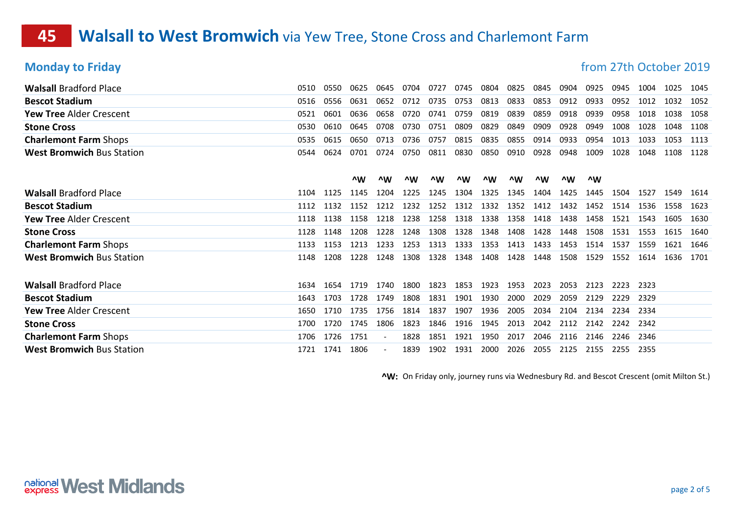# 45 Walsall to West Bromwich via Yew Tree, Stone Cross and Charlemont Farm

## Monday to Friday

from 27th October 2019

| | | | | | | | | | | | | | | | | |
|---|---|---|---|---|---|---|---|---|---|---|---|---|---|---|---|---|
| **Walsall** Bradford Place | 0510 | 0550 | 0625 | 0645 | 0704 | 0727 | 0745 | 0804 | 0825 | 0845 | 0904 | 0925 | 0945 | 1004 | 1025 | 1045 |
| **Bescot Stadium** | 0516 | 0556 | 0631 | 0652 | 0712 | 0735 | 0753 | 0813 | 0833 | 0853 | 0912 | 0933 | 0952 | 1012 | 1032 | 1052 |
| **Yew Tree** Alder Crescent | 0521 | 0601 | 0636 | 0658 | 0720 | 0741 | 0759 | 0819 | 0839 | 0859 | 0918 | 0939 | 0958 | 1018 | 1038 | 1058 |
| **Stone Cross** | 0530 | 0610 | 0645 | 0708 | 0730 | 0751 | 0809 | 0829 | 0849 | 0909 | 0928 | 0949 | 1008 | 1028 | 1048 | 1108 |
| **Charlemont Farm** Shops | 0535 | 0615 | 0650 | 0713 | 0736 | 0757 | 0815 | 0835 | 0855 | 0914 | 0933 | 0954 | 1013 | 1033 | 1053 | 1113 |
| **West Bromwich** Bus Station | 0544 | 0624 | 0701 | 0724 | 0750 | 0811 | 0830 | 0850 | 0910 | 0928 | 0948 | 1009 | 1028 | 1048 | 1108 | 1128 |

| | | | | | | | | | | | | | | | | |
|---|---|---|---|---|---|---|---|---|---|---|---|---|---|---|---|---|
| | | | ^W | ^W | ^W | ^W | ^W | ^W | ^W | ^W | ^W | ^W | | | | |
| **Walsall** Bradford Place | 1104 | 1125 | 1145 | 1204 | 1225 | 1245 | 1304 | 1325 | 1345 | 1404 | 1425 | 1445 | 1504 | 1527 | 1549 | 1614 |
| **Bescot Stadium** | 1112 | 1132 | 1152 | 1212 | 1232 | 1252 | 1312 | 1332 | 1352 | 1412 | 1432 | 1452 | 1514 | 1536 | 1558 | 1623 |
| **Yew Tree** Alder Crescent | 1118 | 1138 | 1158 | 1218 | 1238 | 1258 | 1318 | 1338 | 1358 | 1418 | 1438 | 1458 | 1521 | 1543 | 1605 | 1630 |
| **Stone Cross** | 1128 | 1148 | 1208 | 1228 | 1248 | 1308 | 1328 | 1348 | 1408 | 1428 | 1448 | 1508 | 1531 | 1553 | 1615 | 1640 |
| **Charlemont Farm** Shops | 1133 | 1153 | 1213 | 1233 | 1253 | 1313 | 1333 | 1353 | 1413 | 1433 | 1453 | 1514 | 1537 | 1559 | 1621 | 1646 |
| **West Bromwich** Bus Station | 1148 | 1208 | 1228 | 1248 | 1308 | 1328 | 1348 | 1408 | 1428 | 1448 | 1508 | 1529 | 1552 | 1614 | 1636 | 1701 |

| | | | | | | | | | | | | | | |
|---|---|---|---|---|---|---|---|---|---|---|---|---|---|---|
| **Walsall** Bradford Place | 1634 | 1654 | 1719 | 1740 | 1800 | 1823 | 1853 | 1923 | 1953 | 2023 | 2053 | 2123 | 2223 | 2323 |
| **Bescot Stadium** | 1643 | 1703 | 1728 | 1749 | 1808 | 1831 | 1901 | 1930 | 2000 | 2029 | 2059 | 2129 | 2229 | 2329 |
| **Yew Tree** Alder Crescent | 1650 | 1710 | 1735 | 1756 | 1814 | 1837 | 1907 | 1936 | 2005 | 2034 | 2104 | 2134 | 2234 | 2334 |
| **Stone Cross** | 1700 | 1720 | 1745 | 1806 | 1823 | 1846 | 1916 | 1945 | 2013 | 2042 | 2112 | 2142 | 2242 | 2342 |
| **Charlemont Farm** Shops | 1706 | 1726 | 1751 | - | 1828 | 1851 | 1921 | 1950 | 2017 | 2046 | 2116 | 2146 | 2246 | 2346 |
| **West Bromwich** Bus Station | 1721 | 1741 | 1806 | - | 1839 | 1902 | 1931 | 2000 | 2026 | 2055 | 2125 | 2155 | 2255 | 2355 |

**^W:** On Friday only, journey runs via Wednesbury Rd. and Bescot Crescent (omit Milton St.)

national express West Midlands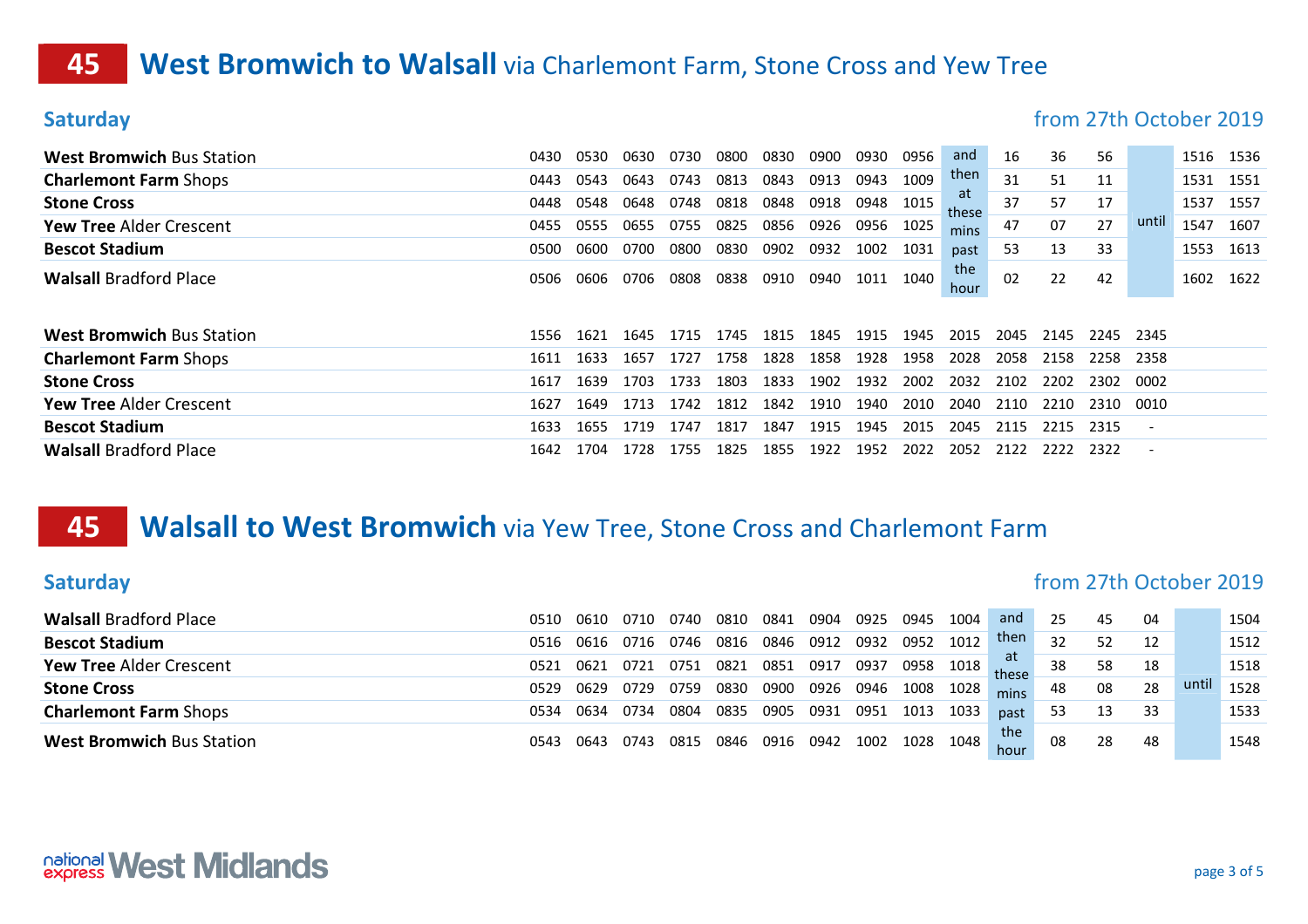# 45 West Bromwich to Walsall via Charlemont Farm, Stone Cross and Yew Tree

## Saturday

from 27th October 2019

| | | | | | | | | | | | | | | | | |
|---|---|---|---|---|---|---|---|---|---|---|---|---|---|---|---|---|
| **West Bromwich** Bus Station | 0430 | 0530 | 0630 | 0730 | 0800 | 0830 | 0900 | 0930 | 0956 | and then at these mins past the hour | 16 | 36 | 56 | until | 1516 | 1536 |
| **Charlemont Farm** Shops | 0443 | 0543 | 0643 | 0743 | 0813 | 0843 | 0913 | 0943 | 1009 | | 31 | 51 | 11 | | 1531 | 1551 |
| **Stone Cross** | 0448 | 0548 | 0648 | 0748 | 0818 | 0848 | 0918 | 0948 | 1015 | | 37 | 57 | 17 | | 1537 | 1557 |
| **Yew Tree** Alder Crescent | 0455 | 0555 | 0655 | 0755 | 0825 | 0856 | 0926 | 0956 | 1025 | | 47 | 07 | 27 | | 1547 | 1607 |
| **Bescot Stadium** | 0500 | 0600 | 0700 | 0800 | 0830 | 0902 | 0932 | 1002 | 1031 | | 53 | 13 | 33 | | 1553 | 1613 |
| **Walsall** Bradford Place | 0506 | 0606 | 0706 | 0808 | 0838 | 0910 | 0940 | 1011 | 1040 | | 02 | 22 | 42 | | 1602 | 1622 |

| | | | | | | | | | | | | | | |
|---|---|---|---|---|---|---|---|---|---|---|---|---|---|---|
| **West Bromwich** Bus Station | 1556 | 1621 | 1645 | 1715 | 1745 | 1815 | 1845 | 1915 | 1945 | 2015 | 2045 | 2145 | 2245 | 2345 |
| **Charlemont Farm** Shops | 1611 | 1633 | 1657 | 1727 | 1758 | 1828 | 1858 | 1928 | 1958 | 2028 | 2058 | 2158 | 2258 | 2358 |
| **Stone Cross** | 1617 | 1639 | 1703 | 1733 | 1803 | 1833 | 1902 | 1932 | 2002 | 2032 | 2102 | 2202 | 2302 | 0002 |
| **Yew Tree** Alder Crescent | 1627 | 1649 | 1713 | 1742 | 1812 | 1842 | 1910 | 1940 | 2010 | 2040 | 2110 | 2210 | 2310 | 0010 |
| **Bescot Stadium** | 1633 | 1655 | 1719 | 1747 | 1817 | 1847 | 1915 | 1945 | 2015 | 2045 | 2115 | 2215 | 2315 | - |
| **Walsall** Bradford Place | 1642 | 1704 | 1728 | 1755 | 1825 | 1855 | 1922 | 1952 | 2022 | 2052 | 2122 | 2222 | 2322 | - |

# 45 Walsall to West Bromwich via Yew Tree, Stone Cross and Charlemont Farm

## Saturday

from 27th October 2019

| | | | | | | | | | | | | | | | |
|---|---|---|---|---|---|---|---|---|---|---|---|---|---|---|---|
| **Walsall** Bradford Place | 0510 | 0610 | 0710 | 0740 | 0810 | 0841 | 0904 | 0925 | 0945 | 1004 | and then at these mins past the hour | 25 | 45 | 04 | until | 1504 |
| **Bescot Stadium** | 0516 | 0616 | 0716 | 0746 | 0816 | 0846 | 0912 | 0932 | 0952 | 1012 | | 32 | 52 | 12 | | 1512 |
| **Yew Tree** Alder Crescent | 0521 | 0621 | 0721 | 0751 | 0821 | 0851 | 0917 | 0937 | 0958 | 1018 | | 38 | 58 | 18 | | 1518 |
| **Stone Cross** | 0529 | 0629 | 0729 | 0759 | 0830 | 0900 | 0926 | 0946 | 1008 | 1028 | | 48 | 08 | 28 | | 1528 |
| **Charlemont Farm** Shops | 0534 | 0634 | 0734 | 0804 | 0835 | 0905 | 0931 | 0951 | 1013 | 1033 | | 53 | 13 | 33 | | 1533 |
| **West Bromwich** Bus Station | 0543 | 0643 | 0743 | 0815 | 0846 | 0916 | 0942 | 1002 | 1028 | 1048 | | 08 | 28 | 48 | | 1548 |

national express West Midlands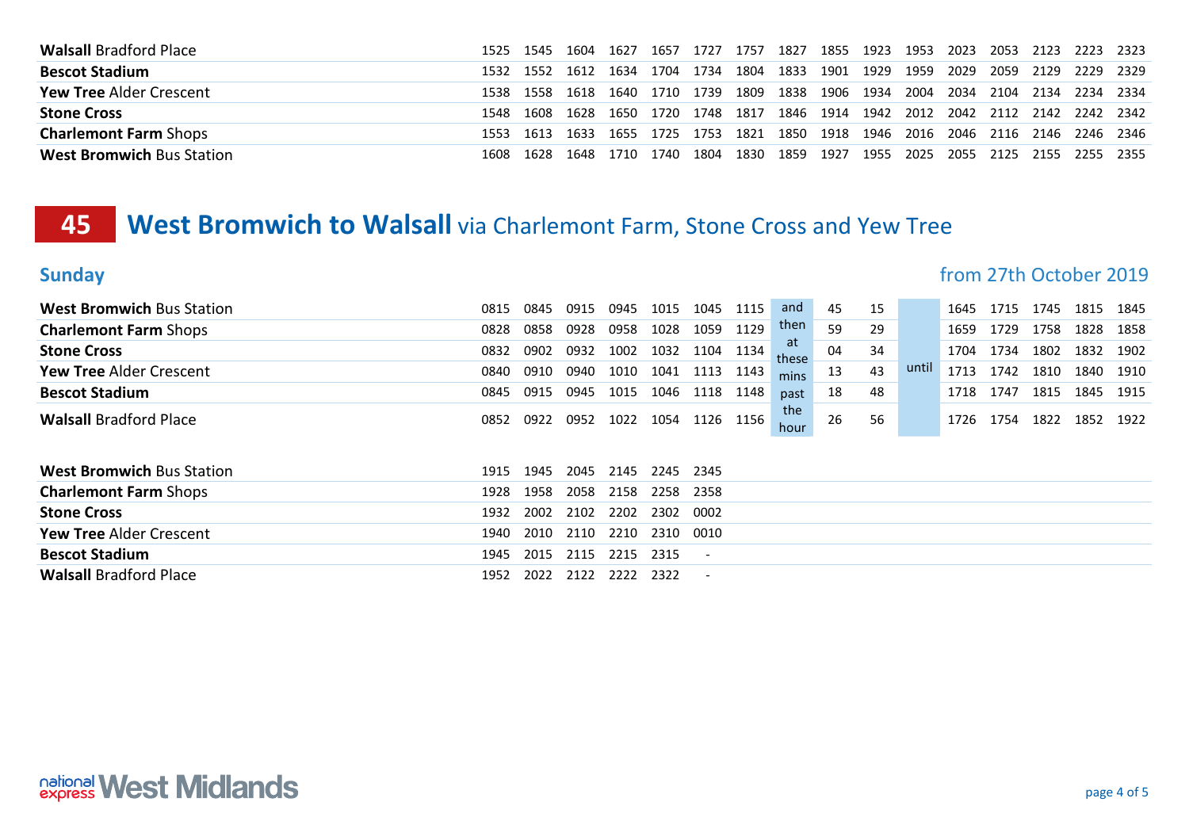| | | | | | | | | | | | | | | | | |
|---|---|---|---|---|---|---|---|---|---|---|---|---|---|---|---|---|
| **Walsall** Bradford Place | 1525 | 1545 | 1604 | 1627 | 1657 | 1727 | 1757 | 1827 | 1855 | 1923 | 1953 | 2023 | 2053 | 2123 | 2223 | 2323 |
| **Bescot Stadium** | 1532 | 1552 | 1612 | 1634 | 1704 | 1734 | 1804 | 1833 | 1901 | 1929 | 1959 | 2029 | 2059 | 2129 | 2229 | 2329 |
| **Yew Tree** Alder Crescent | 1538 | 1558 | 1618 | 1640 | 1710 | 1739 | 1809 | 1838 | 1906 | 1934 | 2004 | 2034 | 2104 | 2134 | 2234 | 2334 |
| **Stone Cross** | 1548 | 1608 | 1628 | 1650 | 1720 | 1748 | 1817 | 1846 | 1914 | 1942 | 2012 | 2042 | 2112 | 2142 | 2242 | 2342 |
| **Charlemont Farm** Shops | 1553 | 1613 | 1633 | 1655 | 1725 | 1753 | 1821 | 1850 | 1918 | 1946 | 2016 | 2046 | 2116 | 2146 | 2246 | 2346 |
| **West Bromwich** Bus Station | 1608 | 1628 | 1648 | 1710 | 1740 | 1804 | 1830 | 1859 | 1927 | 1955 | 2025 | 2055 | 2125 | 2155 | 2255 | 2355 |

# 45 West Bromwich to Walsall via Charlemont Farm, Stone Cross and Yew Tree

## Sunday

from 27th October 2019

| | | | | | | | | | | | | | | | | |
|---|---|---|---|---|---|---|---|---|---|---|---|---|---|---|---|---|
| **West Bromwich** Bus Station | 0815 | 0845 | 0915 | 0945 | 1015 | 1045 | 1115 | and then at these mins past the hour | 45 | 15 | until | 1645 | 1715 | 1745 | 1815 | 1845 |
| **Charlemont Farm** Shops | 0828 | 0858 | 0928 | 0958 | 1028 | 1059 | 1129 | | 59 | 29 | | 1659 | 1729 | 1758 | 1828 | 1858 |
| **Stone Cross** | 0832 | 0902 | 0932 | 1002 | 1032 | 1104 | 1134 | | 04 | 34 | | 1704 | 1734 | 1802 | 1832 | 1902 |
| **Yew Tree** Alder Crescent | 0840 | 0910 | 0940 | 1010 | 1041 | 1113 | 1143 | | 13 | 43 | | 1713 | 1742 | 1810 | 1840 | 1910 |
| **Bescot Stadium** | 0845 | 0915 | 0945 | 1015 | 1046 | 1118 | 1148 | | 18 | 48 | | 1718 | 1747 | 1815 | 1845 | 1915 |
| **Walsall** Bradford Place | 0852 | 0922 | 0952 | 1022 | 1054 | 1126 | 1156 | | 26 | 56 | | 1726 | 1754 | 1822 | 1852 | 1922 |

| | | | | | | |
|---|---|---|---|---|---|---|
| **West Bromwich** Bus Station | 1915 | 1945 | 2045 | 2145 | 2245 | 2345 |
| **Charlemont Farm** Shops | 1928 | 1958 | 2058 | 2158 | 2258 | 2358 |
| **Stone Cross** | 1932 | 2002 | 2102 | 2202 | 2302 | 0002 |
| **Yew Tree** Alder Crescent | 1940 | 2010 | 2110 | 2210 | 2310 | 0010 |
| **Bescot Stadium** | 1945 | 2015 | 2115 | 2215 | 2315 | - |
| **Walsall** Bradford Place | 1952 | 2022 | 2122 | 2222 | 2322 | - |

national express West Midlands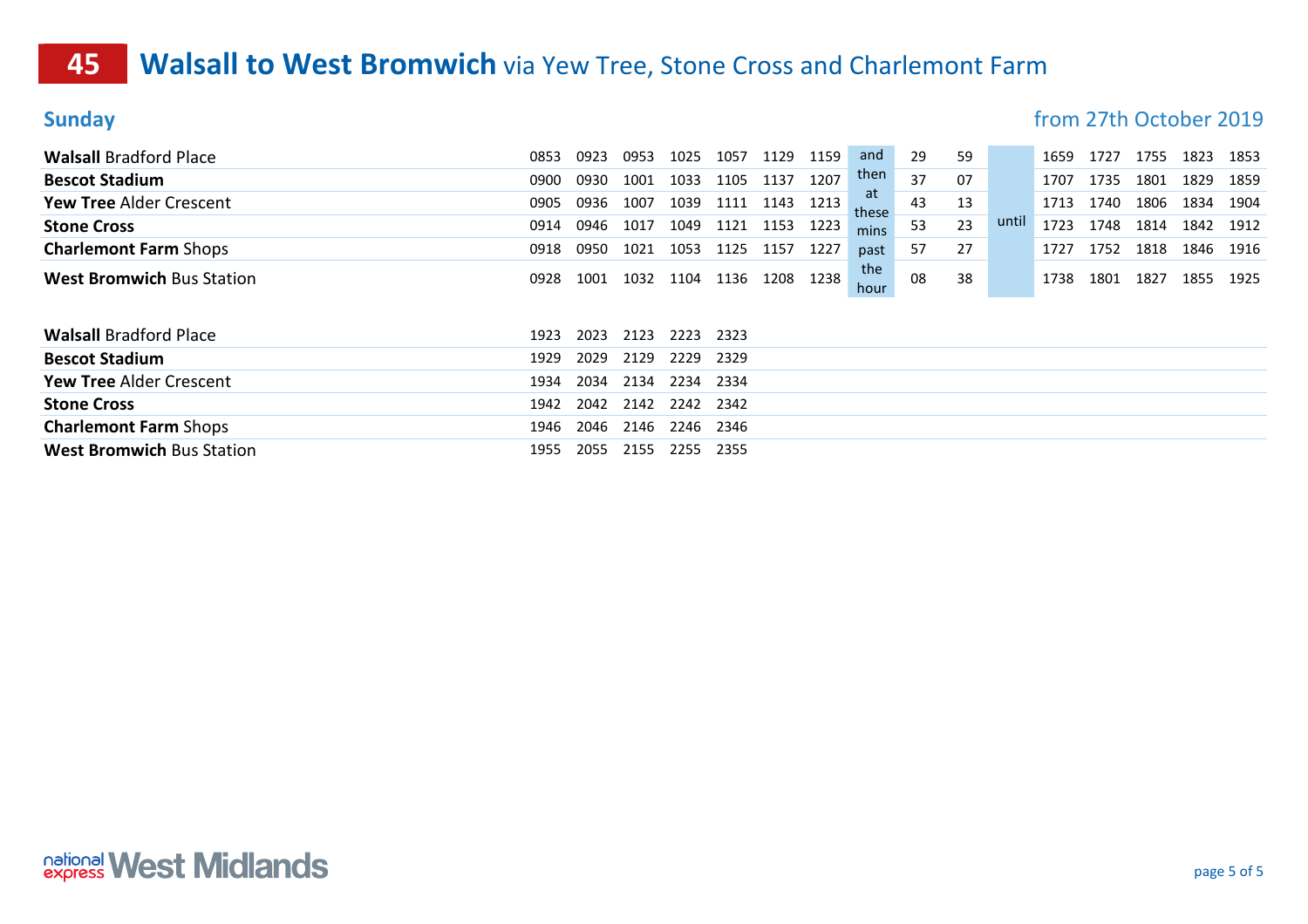# 45 Walsall to West Bromwich via Yew Tree, Stone Cross and Charlemont Farm

## Sunday

from 27th October 2019

| | | | | | | | | | | | | | | | | |
|---|---|---|---|---|---|---|---|---|---|---|---|---|---|---|---|---|
| **Walsall** Bradford Place | 0853 | 0923 | 0953 | 1025 | 1057 | 1129 | 1159 | and then at these mins past the hour | 29 | 59 | until | 1659 | 1727 | 1755 | 1823 | 1853 |
| **Bescot Stadium** | 0900 | 0930 | 1001 | 1033 | 1105 | 1137 | 1207 | | 37 | 07 | | 1707 | 1735 | 1801 | 1829 | 1859 |
| **Yew Tree** Alder Crescent | 0905 | 0936 | 1007 | 1039 | 1111 | 1143 | 1213 | | 43 | 13 | | 1713 | 1740 | 1806 | 1834 | 1904 |
| **Stone Cross** | 0914 | 0946 | 1017 | 1049 | 1121 | 1153 | 1223 | | 53 | 23 | | 1723 | 1748 | 1814 | 1842 | 1912 |
| **Charlemont Farm** Shops | 0918 | 0950 | 1021 | 1053 | 1125 | 1157 | 1227 | | 57 | 27 | | 1727 | 1752 | 1818 | 1846 | 1916 |
| **West Bromwich** Bus Station | 0928 | 1001 | 1032 | 1104 | 1136 | 1208 | 1238 | | 08 | 38 | | 1738 | 1801 | 1827 | 1855 | 1925 |

| | | | | | |
|---|---|---|---|---|---|
| **Walsall** Bradford Place | 1923 | 2023 | 2123 | 2223 | 2323 |
| **Bescot Stadium** | 1929 | 2029 | 2129 | 2229 | 2329 |
| **Yew Tree** Alder Crescent | 1934 | 2034 | 2134 | 2234 | 2334 |
| **Stone Cross** | 1942 | 2042 | 2142 | 2242 | 2342 |
| **Charlemont Farm** Shops | 1946 | 2046 | 2146 | 2246 | 2346 |
| **West Bromwich** Bus Station | 1955 | 2055 | 2155 | 2255 | 2355 |

national express West Midlands